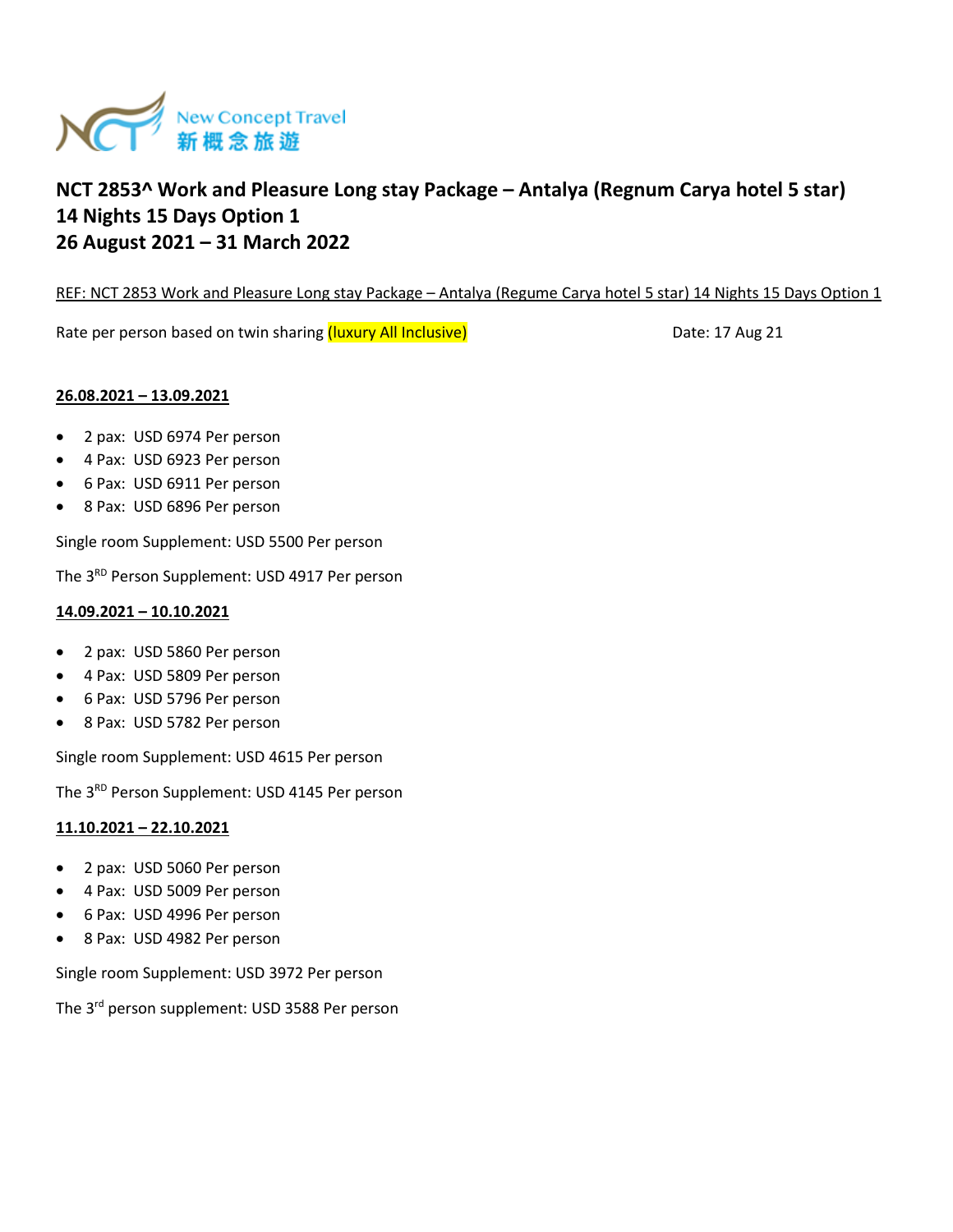New Concept Travel
新概念旅遊

# NCT 2853^ Work and Pleasure Long stay Package – Antalya (Regnum Carya hotel 5 star)
# 14 Nights 15 Days Option 1
# 26 August 2021 – 31 March 2022

REF: NCT 2853 Work and Pleasure Long stay Package – Antalya (Regume Carya hotel 5 star) 14 Nights 15 Days Option 1

Rate per person based on twin sharing (luxury All Inclusive)

Date: 17 Aug 21

**26.08.2021 – 13.09.2021**

- 2 pax: USD 6974 Per person
- 4 Pax: USD 6923 Per person
- 6 Pax: USD 6911 Per person
- 8 Pax: USD 6896 Per person

Single room Supplement: USD 5500 Per person

The 3RD Person Supplement: USD 4917 Per person

**14.09.2021 – 10.10.2021**

- 2 pax: USD 5860 Per person
- 4 Pax: USD 5809 Per person
- 6 Pax: USD 5796 Per person
- 8 Pax: USD 5782 Per person

Single room Supplement: USD 4615 Per person

The 3RD Person Supplement: USD 4145 Per person

**11.10.2021 – 22.10.2021**

- 2 pax: USD 5060 Per person
- 4 Pax: USD 5009 Per person
- 6 Pax: USD 4996 Per person
- 8 Pax: USD 4982 Per person

Single room Supplement: USD 3972 Per person

The 3rd person supplement: USD 3588 Per person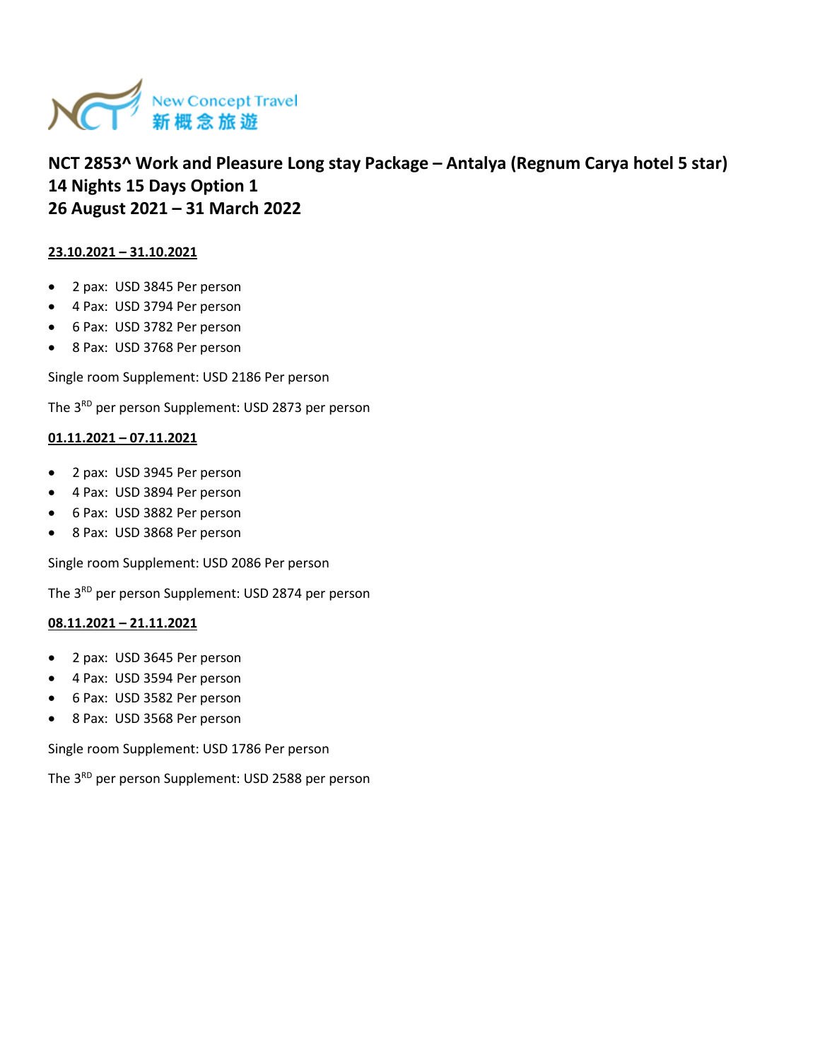New Concept Travel
新概念旅遊

## NCT 2853^ Work and Pleasure Long stay Package – Antalya (Regnum Carya hotel 5 star)
## 14 Nights 15 Days Option 1
## 26 August 2021 – 31 March 2022

**23.10.2021 – 31.10.2021**

- 2 pax: USD 3845 Per person
- 4 Pax: USD 3794 Per person
- 6 Pax: USD 3782 Per person
- 8 Pax: USD 3768 Per person

Single room Supplement: USD 2186 Per person

The 3RD per person Supplement: USD 2873 per person

**01.11.2021 – 07.11.2021**

- 2 pax: USD 3945 Per person
- 4 Pax: USD 3894 Per person
- 6 Pax: USD 3882 Per person
- 8 Pax: USD 3868 Per person

Single room Supplement: USD 2086 Per person

The 3RD per person Supplement: USD 2874 per person

**08.11.2021 – 21.11.2021**

- 2 pax: USD 3645 Per person
- 4 Pax: USD 3594 Per person
- 6 Pax: USD 3582 Per person
- 8 Pax: USD 3568 Per person

Single room Supplement: USD 1786 Per person

The 3RD per person Supplement: USD 2588 per person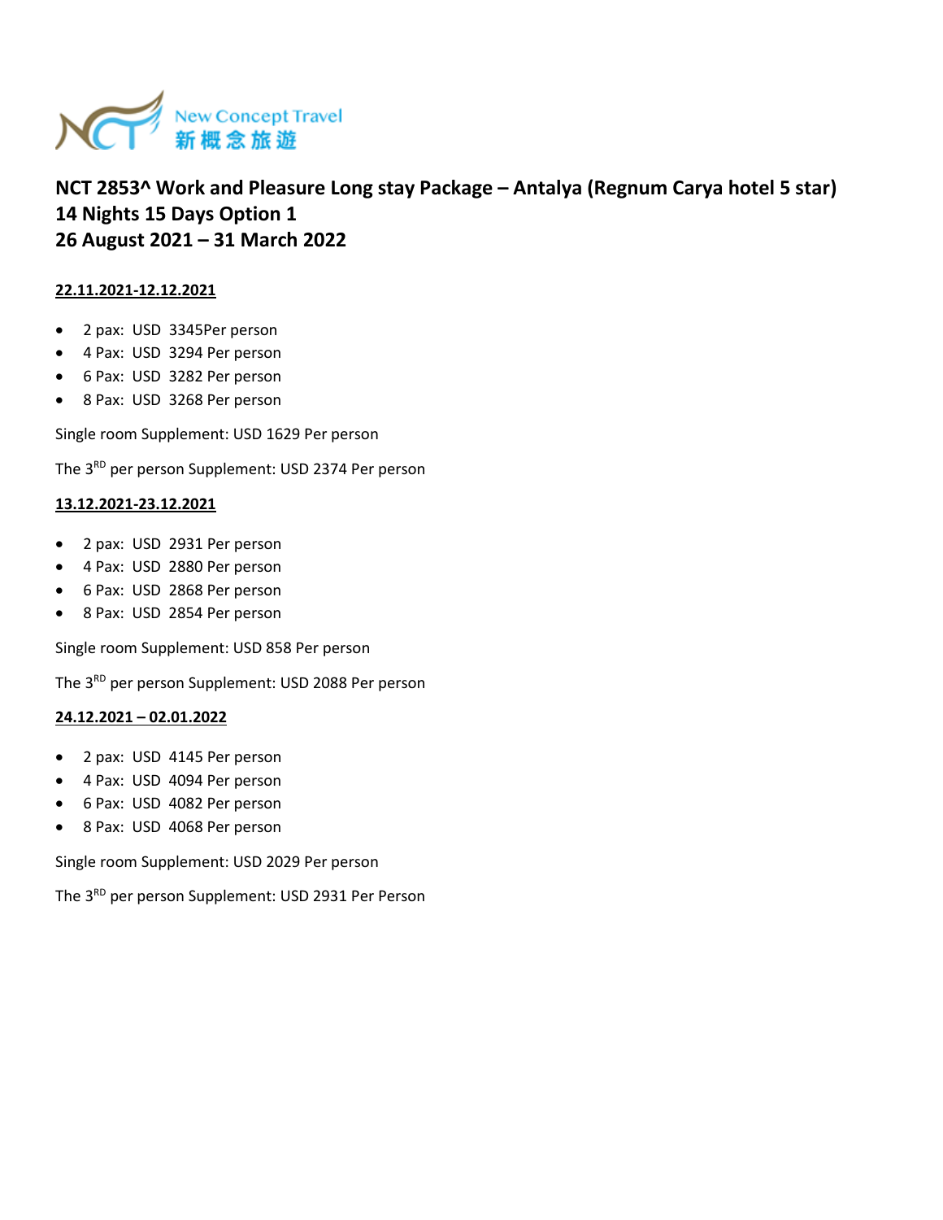New Concept Travel
新概念旅遊

# NCT 2853^ Work and Pleasure Long stay Package – Antalya (Regnum Carya hotel 5 star)
# 14 Nights 15 Days Option 1
# 26 August 2021 – 31 March 2022

**22.11.2021-12.12.2021**

- 2 pax:  USD  3345Per person
- 4 Pax:  USD  3294 Per person
- 6 Pax:  USD  3282 Per person
- 8 Pax:  USD  3268 Per person

Single room Supplement: USD 1629 Per person

The 3RD per person Supplement: USD 2374 Per person

**13.12.2021-23.12.2021**

- 2 pax:  USD  2931 Per person
- 4 Pax:  USD  2880 Per person
- 6 Pax:  USD  2868 Per person
- 8 Pax:  USD  2854 Per person

Single room Supplement: USD 858 Per person

The 3RD per person Supplement: USD 2088 Per person

**24.12.2021 – 02.01.2022**

- 2 pax:  USD  4145 Per person
- 4 Pax:  USD  4094 Per person
- 6 Pax:  USD  4082 Per person
- 8 Pax:  USD  4068 Per person

Single room Supplement: USD 2029 Per person

The 3RD per person Supplement: USD 2931 Per Person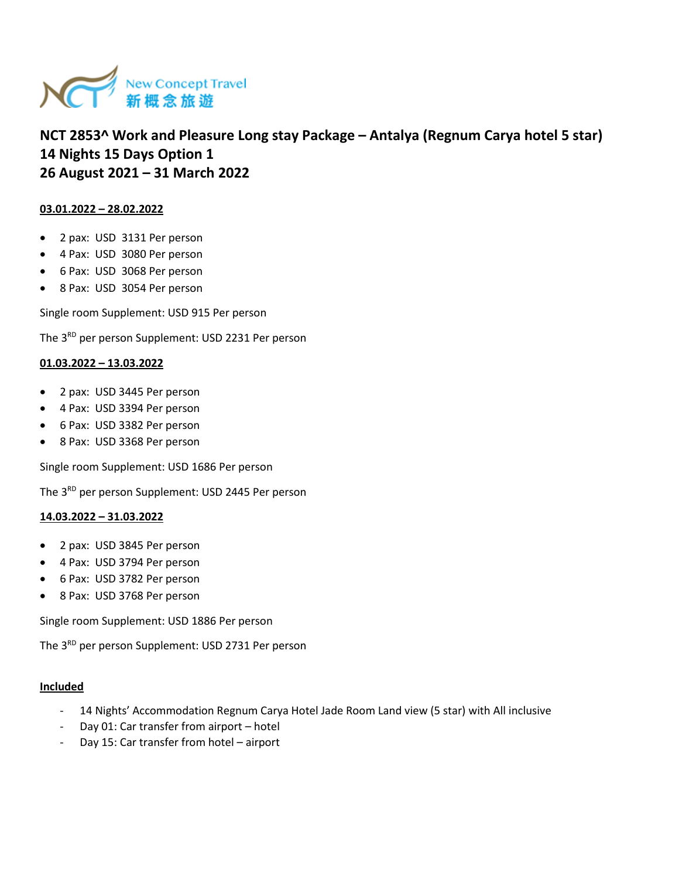New Concept Travel
新概念旅遊

# NCT 2853^ Work and Pleasure Long stay Package – Antalya (Regnum Carya hotel 5 star)
# 14 Nights 15 Days Option 1
# 26 August 2021 – 31 March 2022

**03.01.2022 – 28.02.2022**

- 2 pax: USD 3131 Per person
- 4 Pax: USD 3080 Per person
- 6 Pax: USD 3068 Per person
- 8 Pax: USD 3054 Per person

Single room Supplement: USD 915 Per person

The 3RD per person Supplement: USD 2231 Per person

**01.03.2022 – 13.03.2022**

- 2 pax: USD 3445 Per person
- 4 Pax: USD 3394 Per person
- 6 Pax: USD 3382 Per person
- 8 Pax: USD 3368 Per person

Single room Supplement: USD 1686 Per person

The 3RD per person Supplement: USD 2445 Per person

**14.03.2022 – 31.03.2022**

- 2 pax: USD 3845 Per person
- 4 Pax: USD 3794 Per person
- 6 Pax: USD 3782 Per person
- 8 Pax: USD 3768 Per person

Single room Supplement: USD 1886 Per person

The 3RD per person Supplement: USD 2731 Per person

**Included**

- 14 Nights' Accommodation Regnum Carya Hotel Jade Room Land view (5 star) with All inclusive
- Day 01: Car transfer from airport – hotel
- Day 15: Car transfer from hotel – airport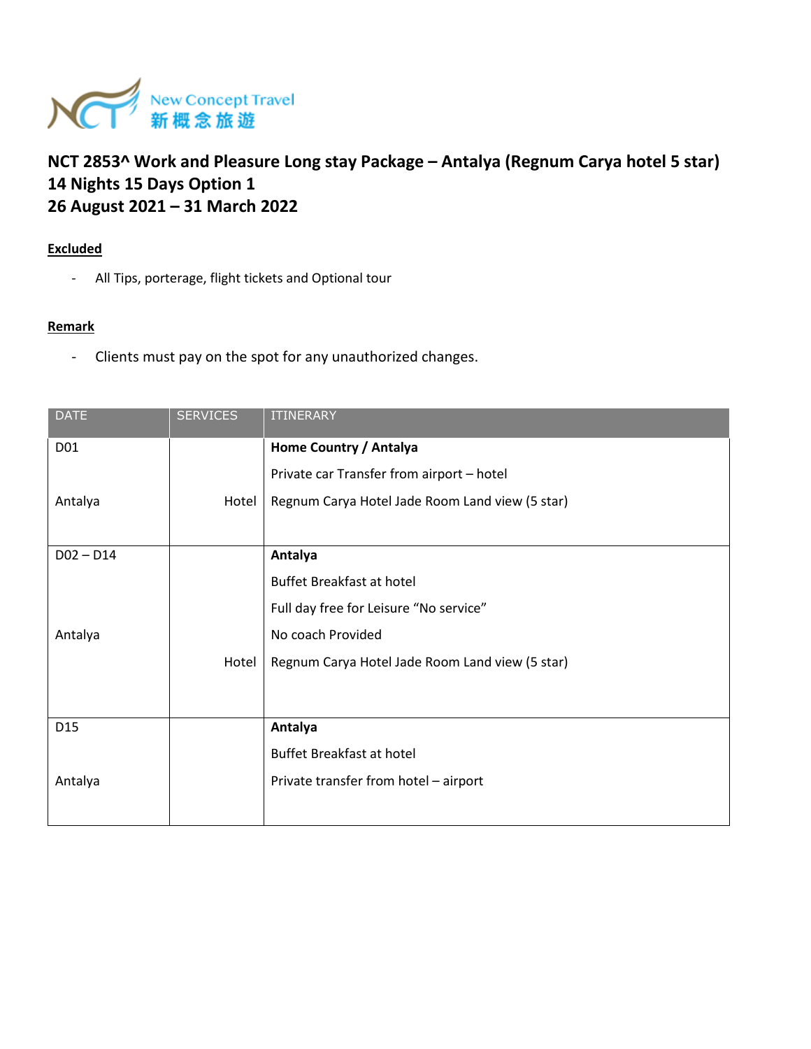New Concept Travel
新概念旅遊

# NCT 2853^ Work and Pleasure Long stay Package – Antalya (Regnum Carya hotel 5 star)
# 14 Nights 15 Days Option 1
# 26 August 2021 – 31 March 2022

**Excluded**

- All Tips, porterage, flight tickets and Optional tour

**Remark**

- Clients must pay on the spot for any unauthorized changes.

| DATE | SERVICES | ITINERARY |
|---|---|---|
| D01<br><br>Antalya | <br><br>Hotel | **Home Country / Antalya**<br>Private car Transfer from airport – hotel<br>Regnum Carya Hotel Jade Room Land view (5 star) |
| D02 – D14<br><br><br>Antalya | <br><br><br><br>Hotel | **Antalya**<br>Buffet Breakfast at hotel<br>Full day free for Leisure “No service”<br>No coach Provided<br>Regnum Carya Hotel Jade Room Land view (5 star) |
| D15<br><br>Antalya | | **Antalya**<br>Buffet Breakfast at hotel<br>Private transfer from hotel – airport |